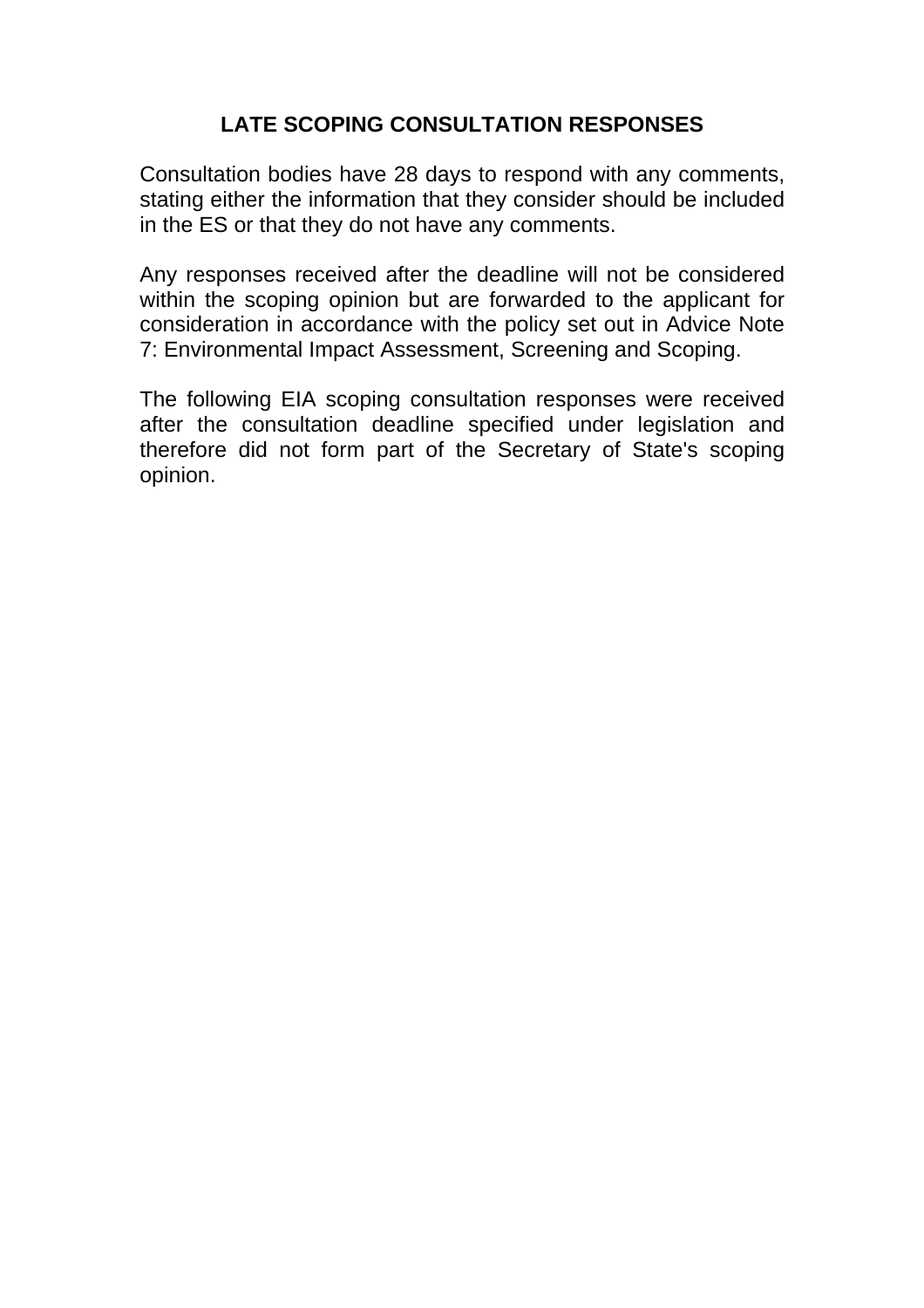# LATE SCOPING CONSULTATION RESPONSES

Consultation bodies have 28 days to respond with any comments, stating either the information that they consider should be included in the ES or that they do not have any comments.

Any responses received after the deadline will not be considered within the scoping opinion but are forwarded to the applicant for consideration in accordance with the policy set out in Advice Note 7: Environmental Impact Assessment, Screening and Scoping.

The following EIA scoping consultation responses were received after the consultation deadline specified under legislation and therefore did not form part of the Secretary of State's scoping opinion.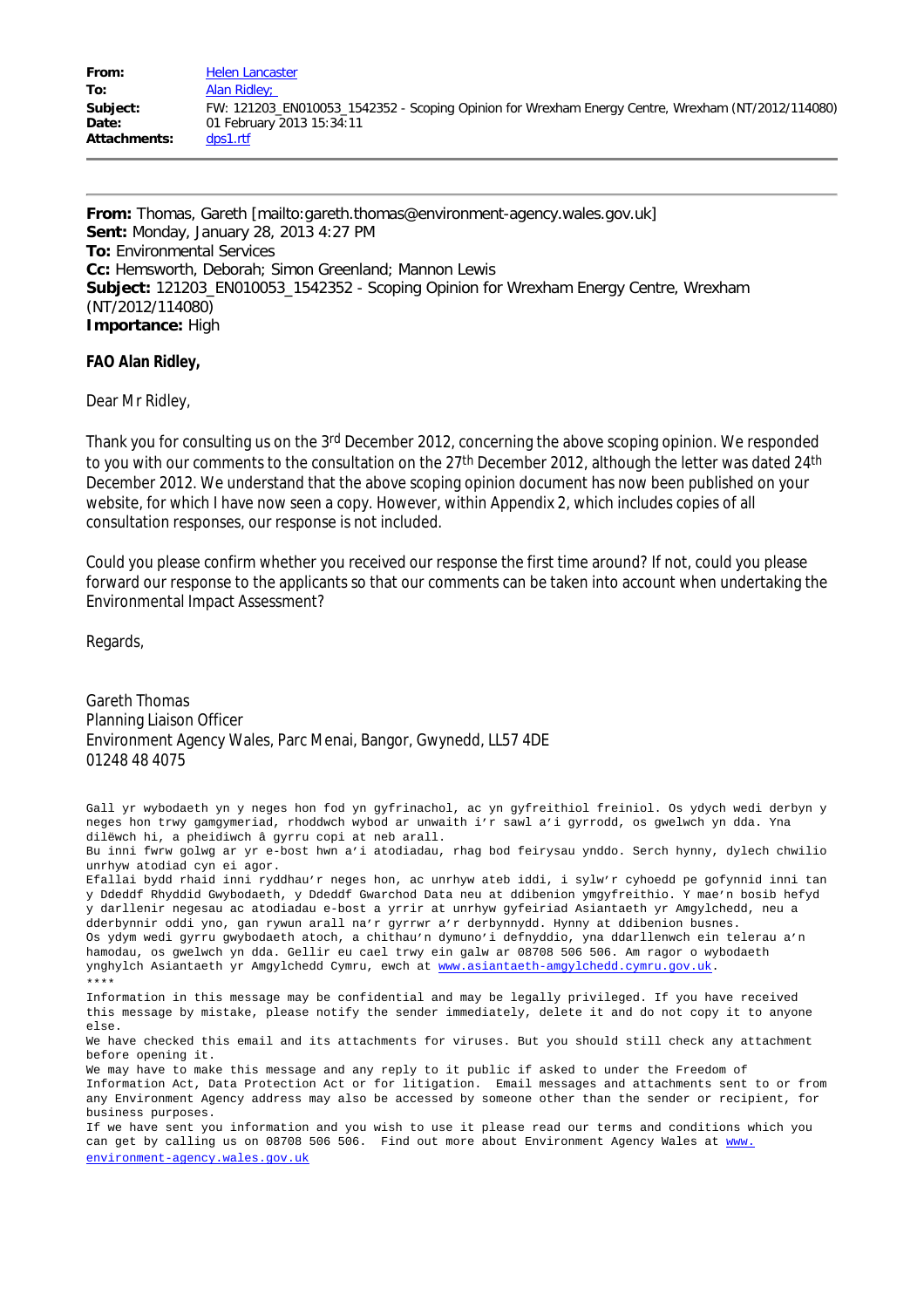| | |
|---|---|
| **From:** | Helen Lancaster |
| **To:** | Alan Ridley; |
| **Subject:** | FW: 121203_EN010053_1542352 - Scoping Opinion for Wrexham Energy Centre, Wrexham (NT/2012/114080) |
| **Date:** | 01 February 2013 15:34:11 |
| **Attachments:** | dps1.rtf |

---

**From:** Thomas, Gareth [mailto:gareth.thomas@environment-agency.wales.gov.uk]
**Sent:** Monday, January 28, 2013 4:27 PM
**To:** Environmental Services
**Cc:** Hemsworth, Deborah; Simon Greenland; Mannon Lewis
**Subject:** 121203_EN010053_1542352 - Scoping Opinion for Wrexham Energy Centre, Wrexham (NT/2012/114080)
**Importance:** High

**FAO Alan Ridley,**

Dear Mr Ridley,

Thank you for consulting us on the 3rd December 2012, concerning the above scoping opinion. We responded to you with our comments to the consultation on the 27th December 2012, although the letter was dated 24th December 2012. We understand that the above scoping opinion document has now been published on your website, for which I have now seen a copy. However, within Appendix 2, which includes copies of all consultation responses, our response is not included.

Could you please confirm whether you received our response the first time around? If not, could you please forward our response to the applicants so that our comments can be taken into account when undertaking the Environmental Impact Assessment?

Regards,

Gareth Thomas
Planning Liaison Officer
Environment Agency Wales, Parc Menai, Bangor, Gwynedd, LL57 4DE
01248 48 4075

Gall yr wybodaeth yn y neges hon fod yn gyfrinachol, ac yn gyfreithiol freiniol. Os ydych wedi derbyn y neges hon trwy gamgymeriad, rhoddwch wybod ar unwaith i'r sawl a'i gyrrodd, os gwelwch yn dda. Yna dilëwch hi, a pheidiwch â gyrru copi at neb arall.
Bu inni fwrw golwg ar yr e-bost hwn a'i atodiadau, rhag bod feirysau ynddo. Serch hynny, dylech chwilio unrhyw atodiad cyn ei agor.
Efallai bydd rhaid inni ryddhau'r neges hon, ac unrhyw ateb iddi, i sylw'r cyhoedd pe gofynnid inni tan y Ddeddf Rhyddid Gwybodaeth, y Ddeddf Gwarchod Data neu at ddibenion ymgyfreithio. Y mae'n bosib hefyd y darllenir negesau ac atodiadau e-bost a yrrir at unrhyw gyfeiriad Asiantaeth yr Amgylchedd, neu a dderbynnir oddi yno, gan rywun arall na'r gyrrwr a'r derbynnydd. Hynny at ddibenion busnes.
Os ydym wedi gyrru gwybodaeth atoch, a chithau'n dymuno'i defnyddio, yna ddarllenwch ein telerau a'n hamodau, os gwelwch yn dda. Gellir eu cael trwy ein galw ar 08708 506 506. Am ragor o wybodaeth ynghylch Asiantaeth yr Amgylchedd Cymru, ewch at www.asiantaeth-amgylchedd.cymru.gov.uk.
****
Information in this message may be confidential and may be legally privileged. If you have received this message by mistake, please notify the sender immediately, delete it and do not copy it to anyone else.
We have checked this email and its attachments for viruses. But you should still check any attachment before opening it.
We may have to make this message and any reply to it public if asked to under the Freedom of Information Act, Data Protection Act or for litigation. Email messages and attachments sent to or from any Environment Agency address may also be accessed by someone other than the sender or recipient, for business purposes.
If we have sent you information and you wish to use it please read our terms and conditions which you can get by calling us on 08708 506 506. Find out more about Environment Agency Wales at www.environment-agency.wales.gov.uk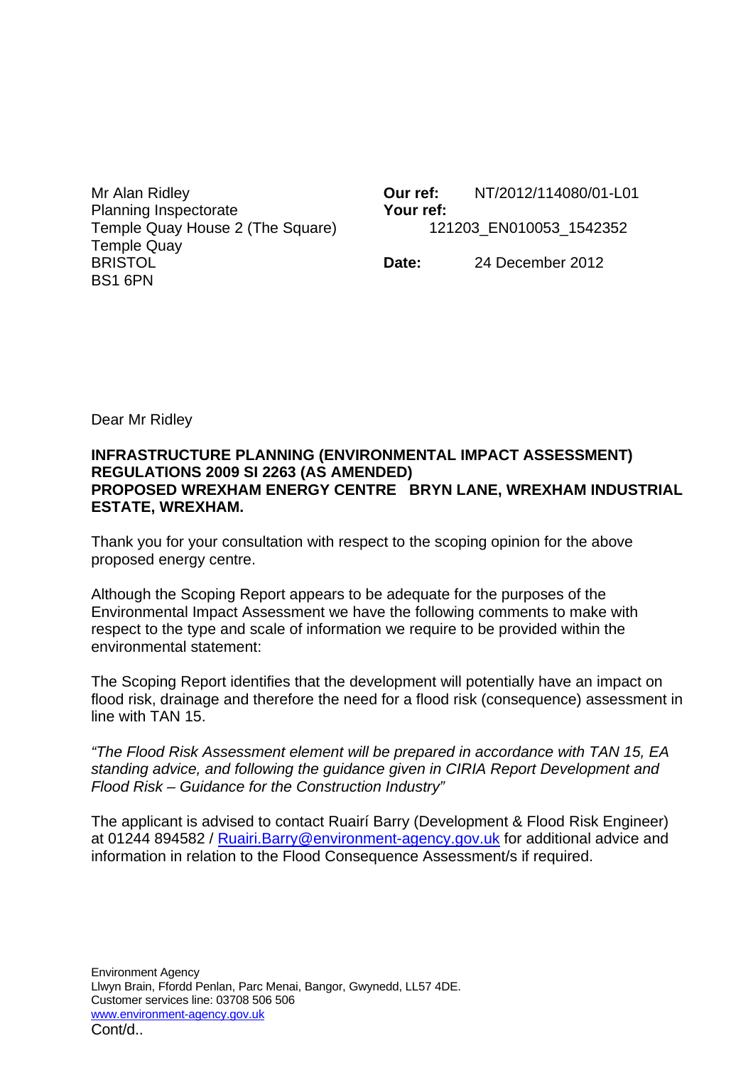Mr Alan Ridley
Planning Inspectorate
Temple Quay House 2 (The Square)
Temple Quay
BRISTOL
BS1 6PN

**Our ref:** NT/2012/114080/01-L01
**Your ref:** 121203_EN010053_1542352

**Date:** 24 December 2012

Dear Mr Ridley

**INFRASTRUCTURE PLANNING (ENVIRONMENTAL IMPACT ASSESSMENT) REGULATIONS 2009 SI 2263 (AS AMENDED)**
**PROPOSED WREXHAM ENERGY CENTRE BRYN LANE, WREXHAM INDUSTRIAL ESTATE, WREXHAM.**

Thank you for your consultation with respect to the scoping opinion for the above proposed energy centre.

Although the Scoping Report appears to be adequate for the purposes of the Environmental Impact Assessment we have the following comments to make with respect to the type and scale of information we require to be provided within the environmental statement:

The Scoping Report identifies that the development will potentially have an impact on flood risk, drainage and therefore the need for a flood risk (consequence) assessment in line with TAN 15.

*"The Flood Risk Assessment element will be prepared in accordance with TAN 15, EA standing advice, and following the guidance given in CIRIA Report Development and Flood Risk – Guidance for the Construction Industry"*

The applicant is advised to contact Ruairí Barry (Development & Flood Risk Engineer) at 01244 894582 / Ruairi.Barry@environment-agency.gov.uk for additional advice and information in relation to the Flood Consequence Assessment/s if required.

Environment Agency
Llwyn Brain, Ffordd Penlan, Parc Menai, Bangor, Gwynedd, LL57 4DE.
Customer services line: 03708 506 506
www.environment-agency.gov.uk

Cont/d..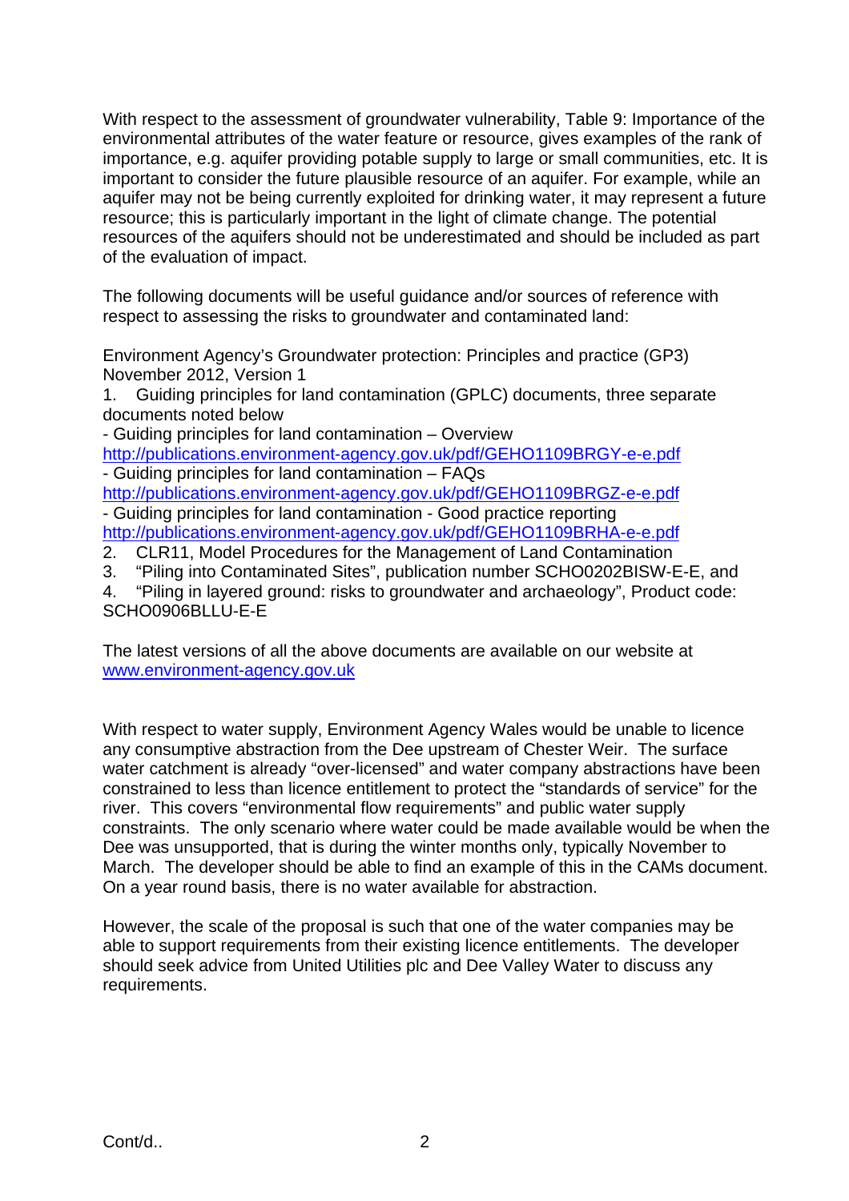With respect to the assessment of groundwater vulnerability, Table 9: Importance of the environmental attributes of the water feature or resource, gives examples of the rank of importance, e.g. aquifer providing potable supply to large or small communities, etc. It is important to consider the future plausible resource of an aquifer. For example, while an aquifer may not be being currently exploited for drinking water, it may represent a future resource; this is particularly important in the light of climate change. The potential resources of the aquifers should not be underestimated and should be included as part of the evaluation of impact.

The following documents will be useful guidance and/or sources of reference with respect to assessing the risks to groundwater and contaminated land:

Environment Agency's Groundwater protection: Principles and practice (GP3) November 2012, Version 1

1. Guiding principles for land contamination (GPLC) documents, three separate documents noted below
   - Guiding principles for land contamination – Overview
   http://publications.environment-agency.gov.uk/pdf/GEHO1109BRGY-e-e.pdf
   - Guiding principles for land contamination – FAQs
   http://publications.environment-agency.gov.uk/pdf/GEHO1109BRGZ-e-e.pdf
   - Guiding principles for land contamination - Good practice reporting
   http://publications.environment-agency.gov.uk/pdf/GEHO1109BRHA-e-e.pdf
2. CLR11, Model Procedures for the Management of Land Contamination
3. "Piling into Contaminated Sites", publication number SCHO0202BISW-E-E, and
4. "Piling in layered ground: risks to groundwater and archaeology", Product code: SCHO0906BLLU-E-E

The latest versions of all the above documents are available on our website at www.environment-agency.gov.uk

With respect to water supply, Environment Agency Wales would be unable to licence any consumptive abstraction from the Dee upstream of Chester Weir. The surface water catchment is already "over-licensed" and water company abstractions have been constrained to less than licence entitlement to protect the "standards of service" for the river. This covers "environmental flow requirements" and public water supply constraints. The only scenario where water could be made available would be when the Dee was unsupported, that is during the winter months only, typically November to March. The developer should be able to find an example of this in the CAMs document. On a year round basis, there is no water available for abstraction.

However, the scale of the proposal is such that one of the water companies may be able to support requirements from their existing licence entitlements. The developer should seek advice from United Utilities plc and Dee Valley Water to discuss any requirements.

Cont/d..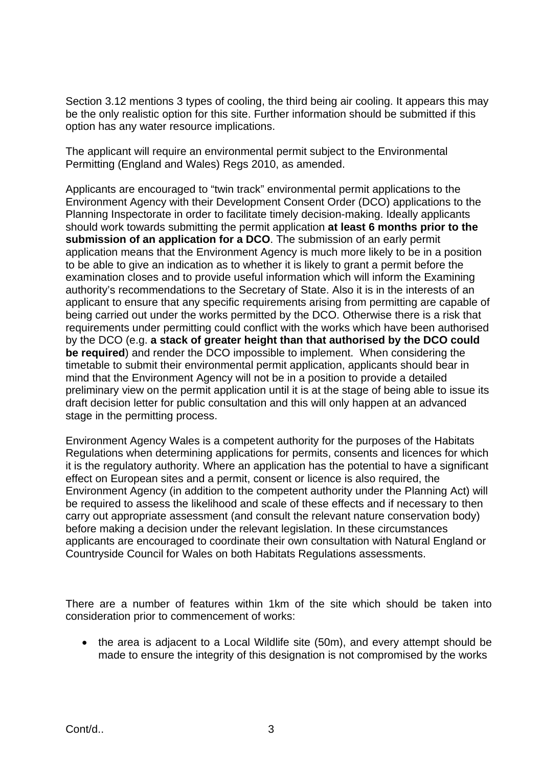Section 3.12 mentions 3 types of cooling, the third being air cooling. It appears this may be the only realistic option for this site. Further information should be submitted if this option has any water resource implications.

The applicant will require an environmental permit subject to the Environmental Permitting (England and Wales) Regs 2010, as amended.

Applicants are encouraged to "twin track" environmental permit applications to the Environment Agency with their Development Consent Order (DCO) applications to the Planning Inspectorate in order to facilitate timely decision-making. Ideally applicants should work towards submitting the permit application **at least 6 months prior to the submission of an application for a DCO**. The submission of an early permit application means that the Environment Agency is much more likely to be in a position to be able to give an indication as to whether it is likely to grant a permit before the examination closes and to provide useful information which will inform the Examining authority's recommendations to the Secretary of State. Also it is in the interests of an applicant to ensure that any specific requirements arising from permitting are capable of being carried out under the works permitted by the DCO. Otherwise there is a risk that requirements under permitting could conflict with the works which have been authorised by the DCO (e.g. **a stack of greater height than that authorised by the DCO could be required**) and render the DCO impossible to implement. When considering the timetable to submit their environmental permit application, applicants should bear in mind that the Environment Agency will not be in a position to provide a detailed preliminary view on the permit application until it is at the stage of being able to issue its draft decision letter for public consultation and this will only happen at an advanced stage in the permitting process.

Environment Agency Wales is a competent authority for the purposes of the Habitats Regulations when determining applications for permits, consents and licences for which it is the regulatory authority. Where an application has the potential to have a significant effect on European sites and a permit, consent or licence is also required, the Environment Agency (in addition to the competent authority under the Planning Act) will be required to assess the likelihood and scale of these effects and if necessary to then carry out appropriate assessment (and consult the relevant nature conservation body) before making a decision under the relevant legislation. In these circumstances applicants are encouraged to coordinate their own consultation with Natural England or Countryside Council for Wales on both Habitats Regulations assessments.

There are a number of features within 1km of the site which should be taken into consideration prior to commencement of works:

- the area is adjacent to a Local Wildlife site (50m), and every attempt should be made to ensure the integrity of this designation is not compromised by the works

Cont/d..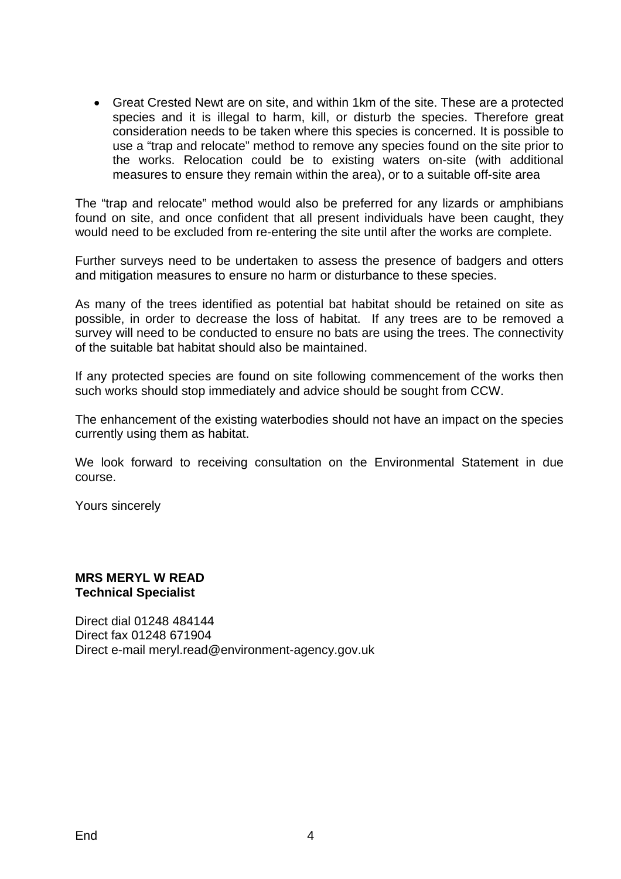- Great Crested Newt are on site, and within 1km of the site. These are a protected species and it is illegal to harm, kill, or disturb the species. Therefore great consideration needs to be taken where this species is concerned. It is possible to use a "trap and relocate" method to remove any species found on the site prior to the works. Relocation could be to existing waters on-site (with additional measures to ensure they remain within the area), or to a suitable off-site area

The "trap and relocate" method would also be preferred for any lizards or amphibians found on site, and once confident that all present individuals have been caught, they would need to be excluded from re-entering the site until after the works are complete.

Further surveys need to be undertaken to assess the presence of badgers and otters and mitigation measures to ensure no harm or disturbance to these species.

As many of the trees identified as potential bat habitat should be retained on site as possible, in order to decrease the loss of habitat. If any trees are to be removed a survey will need to be conducted to ensure no bats are using the trees. The connectivity of the suitable bat habitat should also be maintained.

If any protected species are found on site following commencement of the works then such works should stop immediately and advice should be sought from CCW.

The enhancement of the existing waterbodies should not have an impact on the species currently using them as habitat.

We look forward to receiving consultation on the Environmental Statement in due course.

Yours sincerely

**MRS MERYL W READ**
**Technical Specialist**

Direct dial 01248 484144
Direct fax 01248 671904
Direct e-mail meryl.read@environment-agency.gov.uk

End